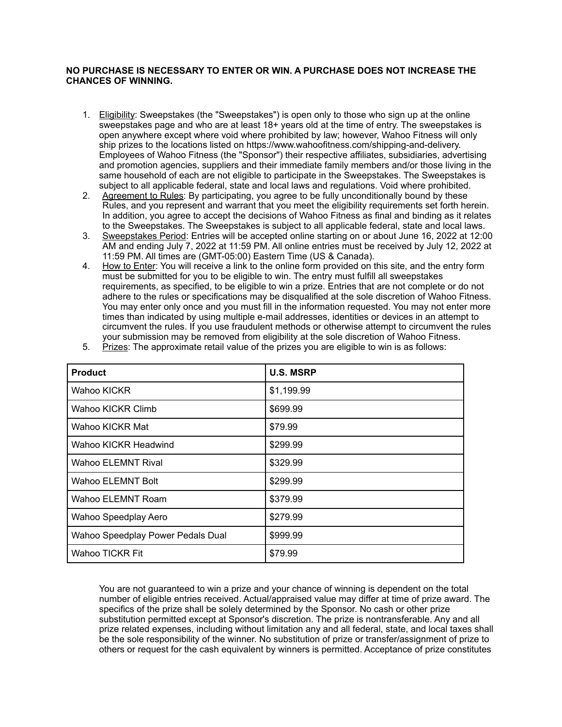**NO PURCHASE IS NECESSARY TO ENTER OR WIN. A PURCHASE DOES NOT INCREASE THE CHANCES OF WINNING.**

1. Eligibility: Sweepstakes (the "Sweepstakes") is open only to those who sign up at the online sweepstakes page and who are at least 18+ years old at the time of entry. The sweepstakes is open anywhere except where void where prohibited by law; however, Wahoo Fitness will only ship prizes to the locations listed on https://www.wahoofitness.com/shipping-and-delivery. Employees of Wahoo Fitness (the "Sponsor") their respective affiliates, subsidiaries, advertising and promotion agencies, suppliers and their immediate family members and/or those living in the same household of each are not eligible to participate in the Sweepstakes. The Sweepstakes is subject to all applicable federal, state and local laws and regulations. Void where prohibited.
2. Agreement to Rules: By participating, you agree to be fully unconditionally bound by these Rules, and you represent and warrant that you meet the eligibility requirements set forth herein. In addition, you agree to accept the decisions of Wahoo Fitness as final and binding as it relates to the Sweepstakes. The Sweepstakes is subject to all applicable federal, state and local laws.
3. Sweepstakes Period: Entries will be accepted online starting on or about June 16, 2022 at 12:00 AM and ending July 7, 2022 at 11:59 PM. All online entries must be received by July 12, 2022 at 11:59 PM. All times are (GMT-05:00) Eastern Time (US & Canada).
4. How to Enter: You will receive a link to the online form provided on this site, and the entry form must be submitted for you to be eligible to win. The entry must fulfill all sweepstakes requirements, as specified, to be eligible to win a prize. Entries that are not complete or do not adhere to the rules or specifications may be disqualified at the sole discretion of Wahoo Fitness. You may enter only once and you must fill in the information requested. You may not enter more times than indicated by using multiple e-mail addresses, identities or devices in an attempt to circumvent the rules. If you use fraudulent methods or otherwise attempt to circumvent the rules your submission may be removed from eligibility at the sole discretion of Wahoo Fitness.
5. Prizes: The approximate retail value of the prizes you are eligible to win is as follows:

| Product | U.S. MSRP |
|---|---|
| Wahoo KICKR | $1,199.99 |
| Wahoo KICKR Climb | $699.99 |
| Wahoo KICKR Mat | $79.99 |
| Wahoo KICKR Headwind | $299.99 |
| Wahoo ELEMNT Rival | $329.99 |
| Wahoo ELEMNT Bolt | $299.99 |
| Wahoo ELEMNT Roam | $379.99 |
| Wahoo Speedplay Aero | $279.99 |
| Wahoo Speedplay Power Pedals Dual | $999.99 |
| Wahoo TICKR Fit | $79.99 |

You are not guaranteed to win a prize and your chance of winning is dependent on the total number of eligible entries received. Actual/appraised value may differ at time of prize award. The specifics of the prize shall be solely determined by the Sponsor. No cash or other prize substitution permitted except at Sponsor's discretion. The prize is nontransferable. Any and all prize related expenses, including without limitation any and all federal, state, and local taxes shall be the sole responsibility of the winner. No substitution of prize or transfer/assignment of prize to others or request for the cash equivalent by winners is permitted. Acceptance of prize constitutes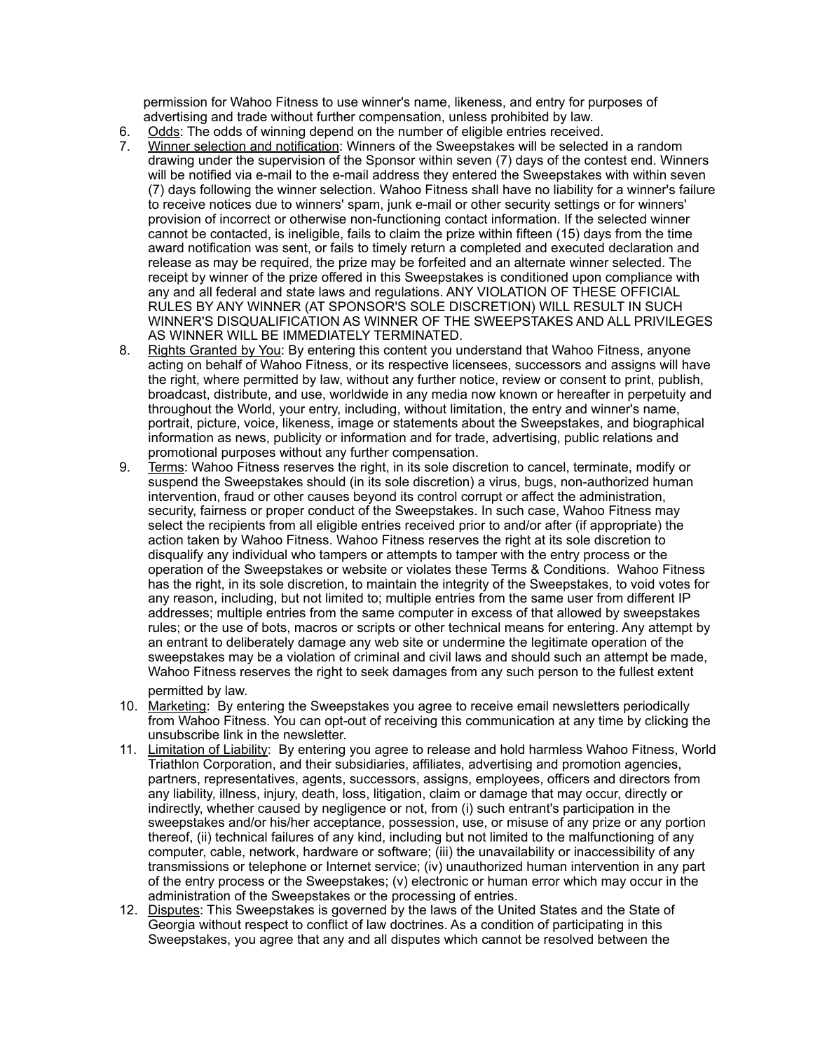permission for Wahoo Fitness to use winner's name, likeness, and entry for purposes of advertising and trade without further compensation, unless prohibited by law.

6. Odds: The odds of winning depend on the number of eligible entries received.
7. Winner selection and notification: Winners of the Sweepstakes will be selected in a random drawing under the supervision of the Sponsor within seven (7) days of the contest end. Winners will be notified via e-mail to the e-mail address they entered the Sweepstakes with within seven (7) days following the winner selection. Wahoo Fitness shall have no liability for a winner's failure to receive notices due to winners' spam, junk e-mail or other security settings or for winners' provision of incorrect or otherwise non-functioning contact information. If the selected winner cannot be contacted, is ineligible, fails to claim the prize within fifteen (15) days from the time award notification was sent, or fails to timely return a completed and executed declaration and release as may be required, the prize may be forfeited and an alternate winner selected. The receipt by winner of the prize offered in this Sweepstakes is conditioned upon compliance with any and all federal and state laws and regulations. ANY VIOLATION OF THESE OFFICIAL RULES BY ANY WINNER (AT SPONSOR'S SOLE DISCRETION) WILL RESULT IN SUCH WINNER'S DISQUALIFICATION AS WINNER OF THE SWEEPSTAKES AND ALL PRIVILEGES AS WINNER WILL BE IMMEDIATELY TERMINATED.
8. Rights Granted by You: By entering this content you understand that Wahoo Fitness, anyone acting on behalf of Wahoo Fitness, or its respective licensees, successors and assigns will have the right, where permitted by law, without any further notice, review or consent to print, publish, broadcast, distribute, and use, worldwide in any media now known or hereafter in perpetuity and throughout the World, your entry, including, without limitation, the entry and winner's name, portrait, picture, voice, likeness, image or statements about the Sweepstakes, and biographical information as news, publicity or information and for trade, advertising, public relations and promotional purposes without any further compensation.
9. Terms: Wahoo Fitness reserves the right, in its sole discretion to cancel, terminate, modify or suspend the Sweepstakes should (in its sole discretion) a virus, bugs, non-authorized human intervention, fraud or other causes beyond its control corrupt or affect the administration, security, fairness or proper conduct of the Sweepstakes. In such case, Wahoo Fitness may select the recipients from all eligible entries received prior to and/or after (if appropriate) the action taken by Wahoo Fitness. Wahoo Fitness reserves the right at its sole discretion to disqualify any individual who tampers or attempts to tamper with the entry process or the operation of the Sweepstakes or website or violates these Terms & Conditions. Wahoo Fitness has the right, in its sole discretion, to maintain the integrity of the Sweepstakes, to void votes for any reason, including, but not limited to; multiple entries from the same user from different IP addresses; multiple entries from the same computer in excess of that allowed by sweepstakes rules; or the use of bots, macros or scripts or other technical means for entering. Any attempt by an entrant to deliberately damage any web site or undermine the legitimate operation of the sweepstakes may be a violation of criminal and civil laws and should such an attempt be made, Wahoo Fitness reserves the right to seek damages from any such person to the fullest extent permitted by law.
10. Marketing: By entering the Sweepstakes you agree to receive email newsletters periodically from Wahoo Fitness. You can opt-out of receiving this communication at any time by clicking the unsubscribe link in the newsletter.
11. Limitation of Liability: By entering you agree to release and hold harmless Wahoo Fitness, World Triathlon Corporation, and their subsidiaries, affiliates, advertising and promotion agencies, partners, representatives, agents, successors, assigns, employees, officers and directors from any liability, illness, injury, death, loss, litigation, claim or damage that may occur, directly or indirectly, whether caused by negligence or not, from (i) such entrant's participation in the sweepstakes and/or his/her acceptance, possession, use, or misuse of any prize or any portion thereof, (ii) technical failures of any kind, including but not limited to the malfunctioning of any computer, cable, network, hardware or software; (iii) the unavailability or inaccessibility of any transmissions or telephone or Internet service; (iv) unauthorized human intervention in any part of the entry process or the Sweepstakes; (v) electronic or human error which may occur in the administration of the Sweepstakes or the processing of entries.
12. Disputes: This Sweepstakes is governed by the laws of the United States and the State of Georgia without respect to conflict of law doctrines. As a condition of participating in this Sweepstakes, you agree that any and all disputes which cannot be resolved between the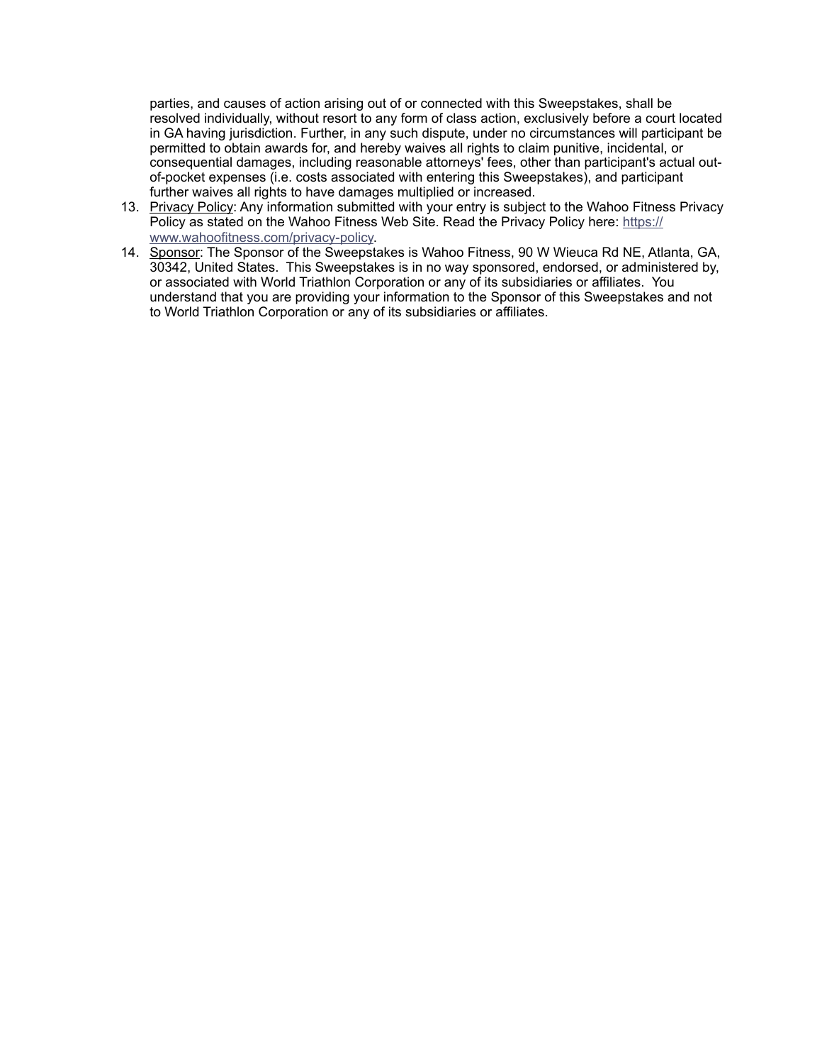parties, and causes of action arising out of or connected with this Sweepstakes, shall be resolved individually, without resort to any form of class action, exclusively before a court located in GA having jurisdiction. Further, in any such dispute, under no circumstances will participant be permitted to obtain awards for, and hereby waives all rights to claim punitive, incidental, or consequential damages, including reasonable attorneys' fees, other than participant's actual out-of-pocket expenses (i.e. costs associated with entering this Sweepstakes), and participant further waives all rights to have damages multiplied or increased.

13. Privacy Policy: Any information submitted with your entry is subject to the Wahoo Fitness Privacy Policy as stated on the Wahoo Fitness Web Site. Read the Privacy Policy here: https://www.wahoofitness.com/privacy-policy.
14. Sponsor: The Sponsor of the Sweepstakes is Wahoo Fitness, 90 W Wieuca Rd NE, Atlanta, GA, 30342, United States. This Sweepstakes is in no way sponsored, endorsed, or administered by, or associated with World Triathlon Corporation or any of its subsidiaries or affiliates. You understand that you are providing your information to the Sponsor of this Sweepstakes and not to World Triathlon Corporation or any of its subsidiaries or affiliates.